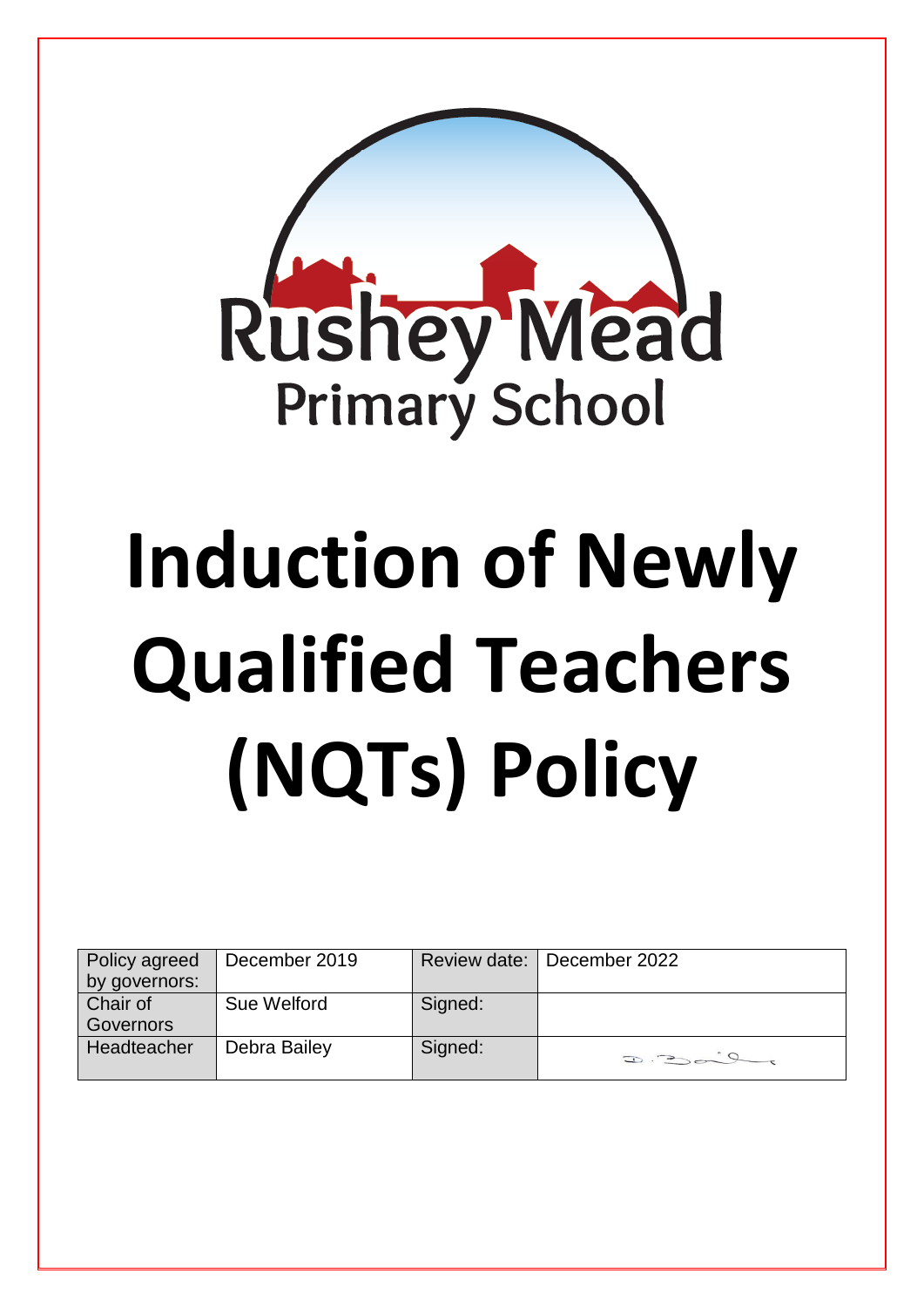Rushey Mead
Primary School

# Induction of Newly Qualified Teachers (NQTs) Policy

| Policy agreed by governors: | December 2019 | Review date: | December 2022 |
|---|---|---|---|
| Chair of Governors | Sue Welford | Signed: | |
| Headteacher | Debra Bailey | Signed: | D. Bailey |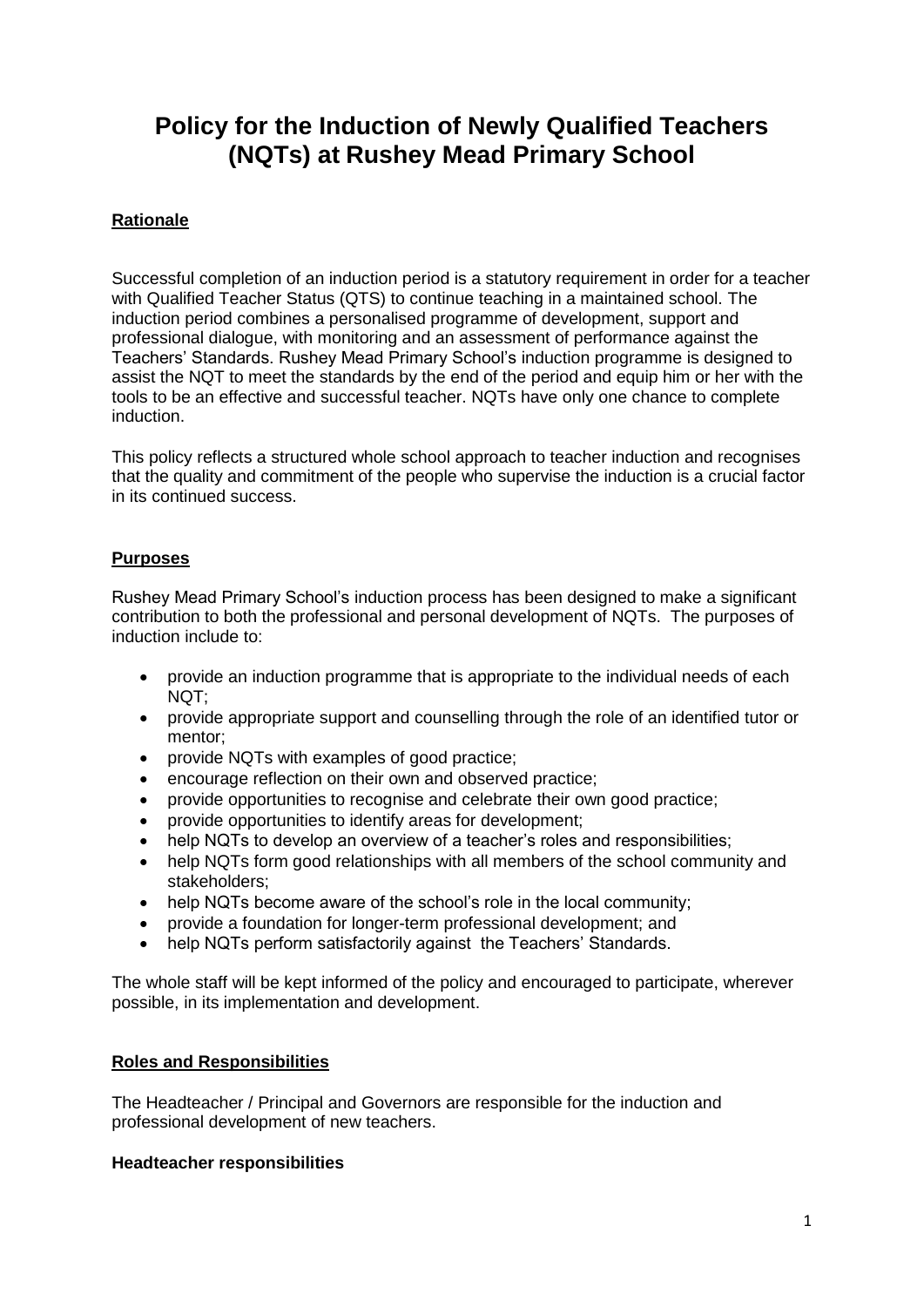# Policy for the Induction of Newly Qualified Teachers (NQTs) at Rushey Mead Primary School

## Rationale

Successful completion of an induction period is a statutory requirement in order for a teacher with Qualified Teacher Status (QTS) to continue teaching in a maintained school. The induction period combines a personalised programme of development, support and professional dialogue, with monitoring and an assessment of performance against the Teachers' Standards. Rushey Mead Primary School's induction programme is designed to assist the NQT to meet the standards by the end of the period and equip him or her with the tools to be an effective and successful teacher. NQTs have only one chance to complete induction.

This policy reflects a structured whole school approach to teacher induction and recognises that the quality and commitment of the people who supervise the induction is a crucial factor in its continued success.

## Purposes

Rushey Mead Primary School's induction process has been designed to make a significant contribution to both the professional and personal development of NQTs. The purposes of induction include to:

- provide an induction programme that is appropriate to the individual needs of each NQT;
- provide appropriate support and counselling through the role of an identified tutor or mentor;
- provide NQTs with examples of good practice;
- encourage reflection on their own and observed practice;
- provide opportunities to recognise and celebrate their own good practice;
- provide opportunities to identify areas for development;
- help NQTs to develop an overview of a teacher's roles and responsibilities;
- help NQTs form good relationships with all members of the school community and stakeholders;
- help NQTs become aware of the school's role in the local community;
- provide a foundation for longer-term professional development; and
- help NQTs perform satisfactorily against the Teachers' Standards.

The whole staff will be kept informed of the policy and encouraged to participate, wherever possible, in its implementation and development.

## Roles and Responsibilities

The Headteacher / Principal and Governors are responsible for the induction and professional development of new teachers.

### Headteacher responsibilities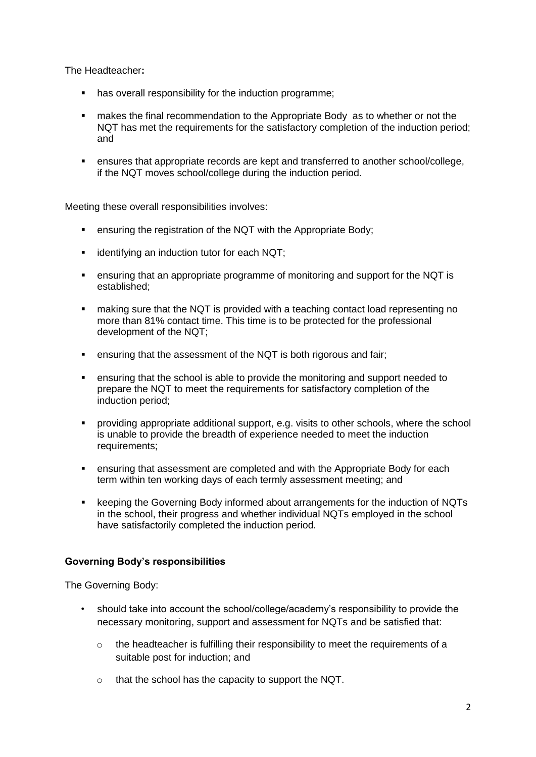The Headteacher**:**

- has overall responsibility for the induction programme;
- makes the final recommendation to the Appropriate Body as to whether or not the NQT has met the requirements for the satisfactory completion of the induction period; and
- ensures that appropriate records are kept and transferred to another school/college, if the NQT moves school/college during the induction period.

Meeting these overall responsibilities involves:

- ensuring the registration of the NQT with the Appropriate Body;
- identifying an induction tutor for each NQT;
- ensuring that an appropriate programme of monitoring and support for the NQT is established;
- making sure that the NQT is provided with a teaching contact load representing no more than 81% contact time. This time is to be protected for the professional development of the NQT;
- ensuring that the assessment of the NQT is both rigorous and fair;
- ensuring that the school is able to provide the monitoring and support needed to prepare the NQT to meet the requirements for satisfactory completion of the induction period;
- providing appropriate additional support, e.g. visits to other schools, where the school is unable to provide the breadth of experience needed to meet the induction requirements;
- ensuring that assessment are completed and with the Appropriate Body for each term within ten working days of each termly assessment meeting; and
- keeping the Governing Body informed about arrangements for the induction of NQTs in the school, their progress and whether individual NQTs employed in the school have satisfactorily completed the induction period.

**Governing Body's responsibilities**

The Governing Body:

- should take into account the school/college/academy's responsibility to provide the necessary monitoring, support and assessment for NQTs and be satisfied that:
  - the headteacher is fulfilling their responsibility to meet the requirements of a suitable post for induction; and
  - that the school has the capacity to support the NQT.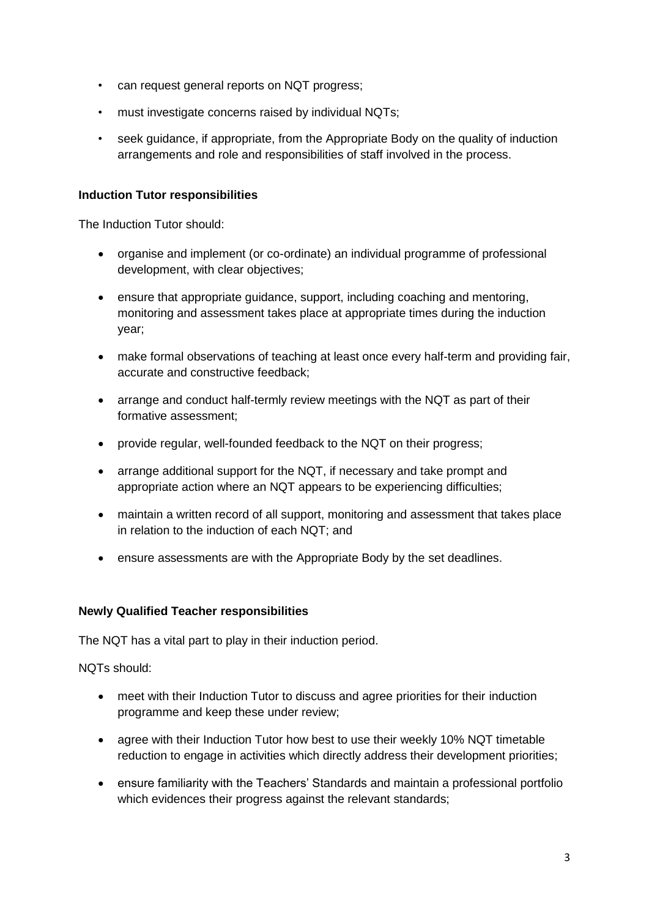- can request general reports on NQT progress;
- must investigate concerns raised by individual NQTs;
- seek guidance, if appropriate, from the Appropriate Body on the quality of induction arrangements and role and responsibilities of staff involved in the process.

**Induction Tutor responsibilities**

The Induction Tutor should:

- organise and implement (or co-ordinate) an individual programme of professional development, with clear objectives;
- ensure that appropriate guidance, support, including coaching and mentoring, monitoring and assessment takes place at appropriate times during the induction year;
- make formal observations of teaching at least once every half-term and providing fair, accurate and constructive feedback;
- arrange and conduct half-termly review meetings with the NQT as part of their formative assessment;
- provide regular, well-founded feedback to the NQT on their progress;
- arrange additional support for the NQT, if necessary and take prompt and appropriate action where an NQT appears to be experiencing difficulties;
- maintain a written record of all support, monitoring and assessment that takes place in relation to the induction of each NQT; and
- ensure assessments are with the Appropriate Body by the set deadlines.

**Newly Qualified Teacher responsibilities**

The NQT has a vital part to play in their induction period.

NQTs should:

- meet with their Induction Tutor to discuss and agree priorities for their induction programme and keep these under review;
- agree with their Induction Tutor how best to use their weekly 10% NQT timetable reduction to engage in activities which directly address their development priorities;
- ensure familiarity with the Teachers' Standards and maintain a professional portfolio which evidences their progress against the relevant standards;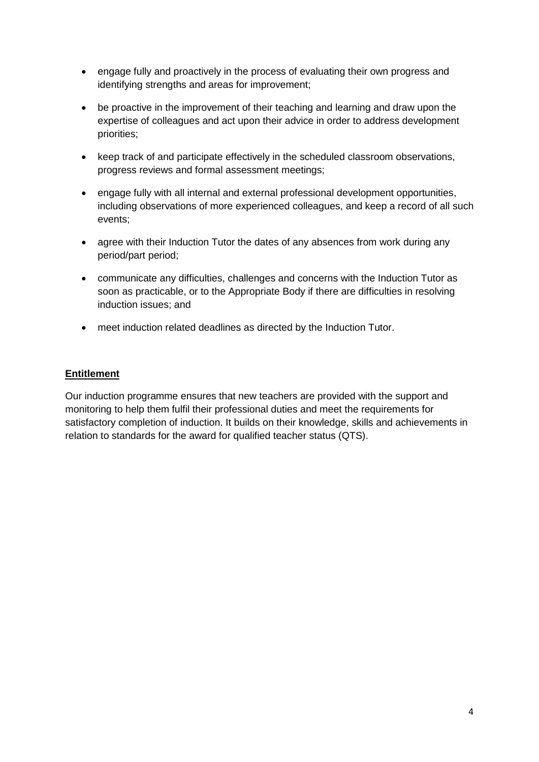- engage fully and proactively in the process of evaluating their own progress and identifying strengths and areas for improvement;
- be proactive in the improvement of their teaching and learning and draw upon the expertise of colleagues and act upon their advice in order to address development priorities;
- keep track of and participate effectively in the scheduled classroom observations, progress reviews and formal assessment meetings;
- engage fully with all internal and external professional development opportunities, including observations of more experienced colleagues, and keep a record of all such events;
- agree with their Induction Tutor the dates of any absences from work during any period/part period;
- communicate any difficulties, challenges and concerns with the Induction Tutor as soon as practicable, or to the Appropriate Body if there are difficulties in resolving induction issues; and
- meet induction related deadlines as directed by the Induction Tutor.

## Entitlement

Our induction programme ensures that new teachers are provided with the support and monitoring to help them fulfil their professional duties and meet the requirements for satisfactory completion of induction. It builds on their knowledge, skills and achievements in relation to standards for the award for qualified teacher status (QTS).